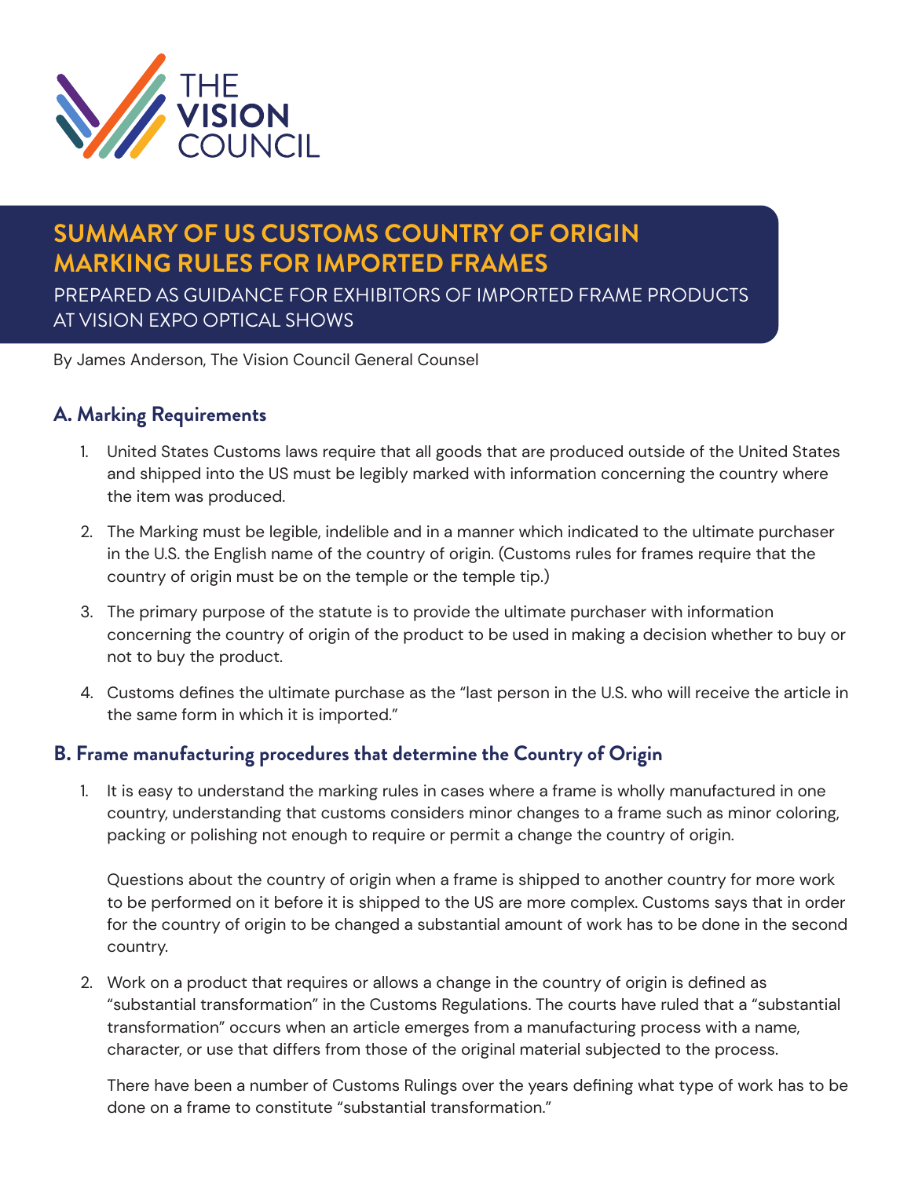THE VISION COUNCIL

# SUMMARY OF US CUSTOMS COUNTRY OF ORIGIN MARKING RULES FOR IMPORTED FRAMES

PREPARED AS GUIDANCE FOR EXHIBITORS OF IMPORTED FRAME PRODUCTS AT VISION EXPO OPTICAL SHOWS

By James Anderson, The Vision Council General Counsel

## A. Marking Requirements

1. United States Customs laws require that all goods that are produced outside of the United States and shipped into the US must be legibly marked with information concerning the country where the item was produced.
2. The Marking must be legible, indelible and in a manner which indicated to the ultimate purchaser in the U.S. the English name of the country of origin. (Customs rules for frames require that the country of origin must be on the temple or the temple tip.)
3. The primary purpose of the statute is to provide the ultimate purchaser with information concerning the country of origin of the product to be used in making a decision whether to buy or not to buy the product.
4. Customs defines the ultimate purchase as the "last person in the U.S. who will receive the article in the same form in which it is imported."

## B. Frame manufacturing procedures that determine the Country of Origin

1. It is easy to understand the marking rules in cases where a frame is wholly manufactured in one country, understanding that customs considers minor changes to a frame such as minor coloring, packing or polishing not enough to require or permit a change the country of origin.

   Questions about the country of origin when a frame is shipped to another country for more work to be performed on it before it is shipped to the US are more complex. Customs says that in order for the country of origin to be changed a substantial amount of work has to be done in the second country.

2. Work on a product that requires or allows a change in the country of origin is defined as "substantial transformation" in the Customs Regulations. The courts have ruled that a "substantial transformation" occurs when an article emerges from a manufacturing process with a name, character, or use that differs from those of the original material subjected to the process.

   There have been a number of Customs Rulings over the years defining what type of work has to be done on a frame to constitute "substantial transformation."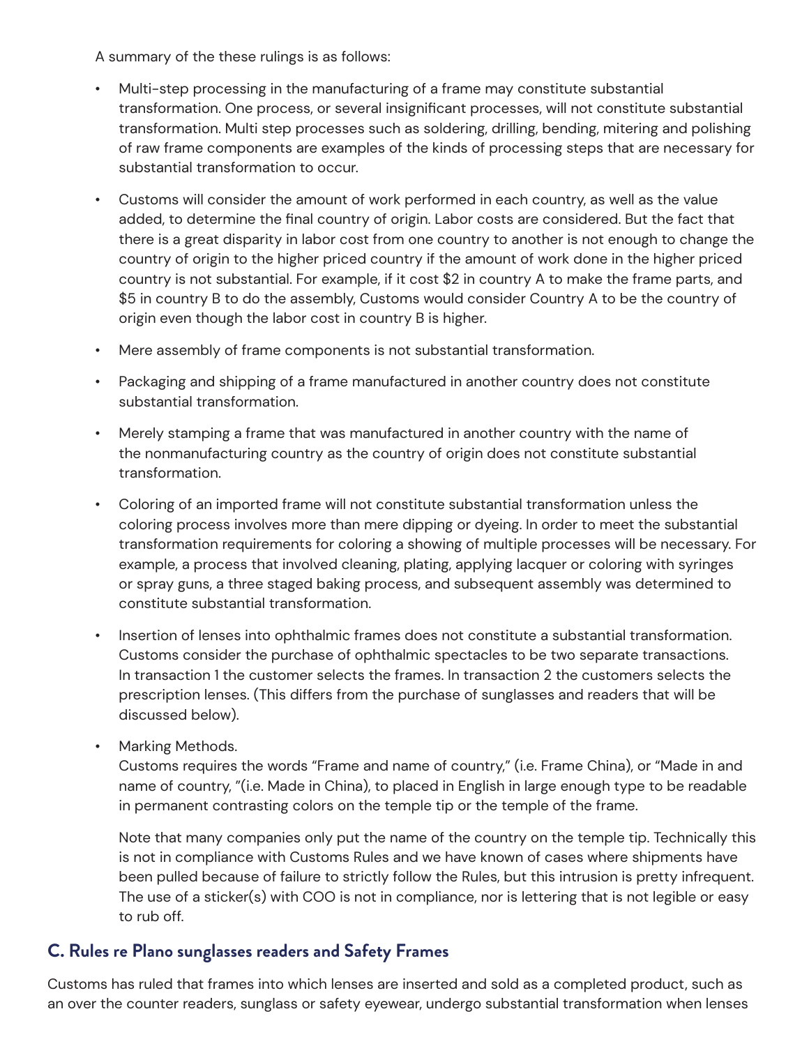A summary of the these rulings is as follows:

- Multi-step processing in the manufacturing of a frame may constitute substantial transformation. One process, or several insignificant processes, will not constitute substantial transformation. Multi step processes such as soldering, drilling, bending, mitering and polishing of raw frame components are examples of the kinds of processing steps that are necessary for substantial transformation to occur.
- Customs will consider the amount of work performed in each country, as well as the value added, to determine the final country of origin. Labor costs are considered. But the fact that there is a great disparity in labor cost from one country to another is not enough to change the country of origin to the higher priced country if the amount of work done in the higher priced country is not substantial. For example, if it cost $2 in country A to make the frame parts, and $5 in country B to do the assembly, Customs would consider Country A to be the country of origin even though the labor cost in country B is higher.
- Mere assembly of frame components is not substantial transformation.
- Packaging and shipping of a frame manufactured in another country does not constitute substantial transformation.
- Merely stamping a frame that was manufactured in another country with the name of the nonmanufacturing country as the country of origin does not constitute substantial transformation.
- Coloring of an imported frame will not constitute substantial transformation unless the coloring process involves more than mere dipping or dyeing. In order to meet the substantial transformation requirements for coloring a showing of multiple processes will be necessary. For example, a process that involved cleaning, plating, applying lacquer or coloring with syringes or spray guns, a three staged baking process, and subsequent assembly was determined to constitute substantial transformation.
- Insertion of lenses into ophthalmic frames does not constitute a substantial transformation. Customs consider the purchase of ophthalmic spectacles to be two separate transactions. In transaction 1 the customer selects the frames. In transaction 2 the customers selects the prescription lenses. (This differs from the purchase of sunglasses and readers that will be discussed below).
- Marking Methods.
  Customs requires the words "Frame and name of country," (i.e. Frame China), or "Made in and name of country, "(i.e. Made in China), to placed in English in large enough type to be readable in permanent contrasting colors on the temple tip or the temple of the frame.

  Note that many companies only put the name of the country on the temple tip. Technically this is not in compliance with Customs Rules and we have known of cases where shipments have been pulled because of failure to strictly follow the Rules, but this intrusion is pretty infrequent. The use of a sticker(s) with COO is not in compliance, nor is lettering that is not legible or easy to rub off.

## C. Rules re Plano sunglasses readers and Safety Frames

Customs has ruled that frames into which lenses are inserted and sold as a completed product, such as an over the counter readers, sunglass or safety eyewear, undergo substantial transformation when lenses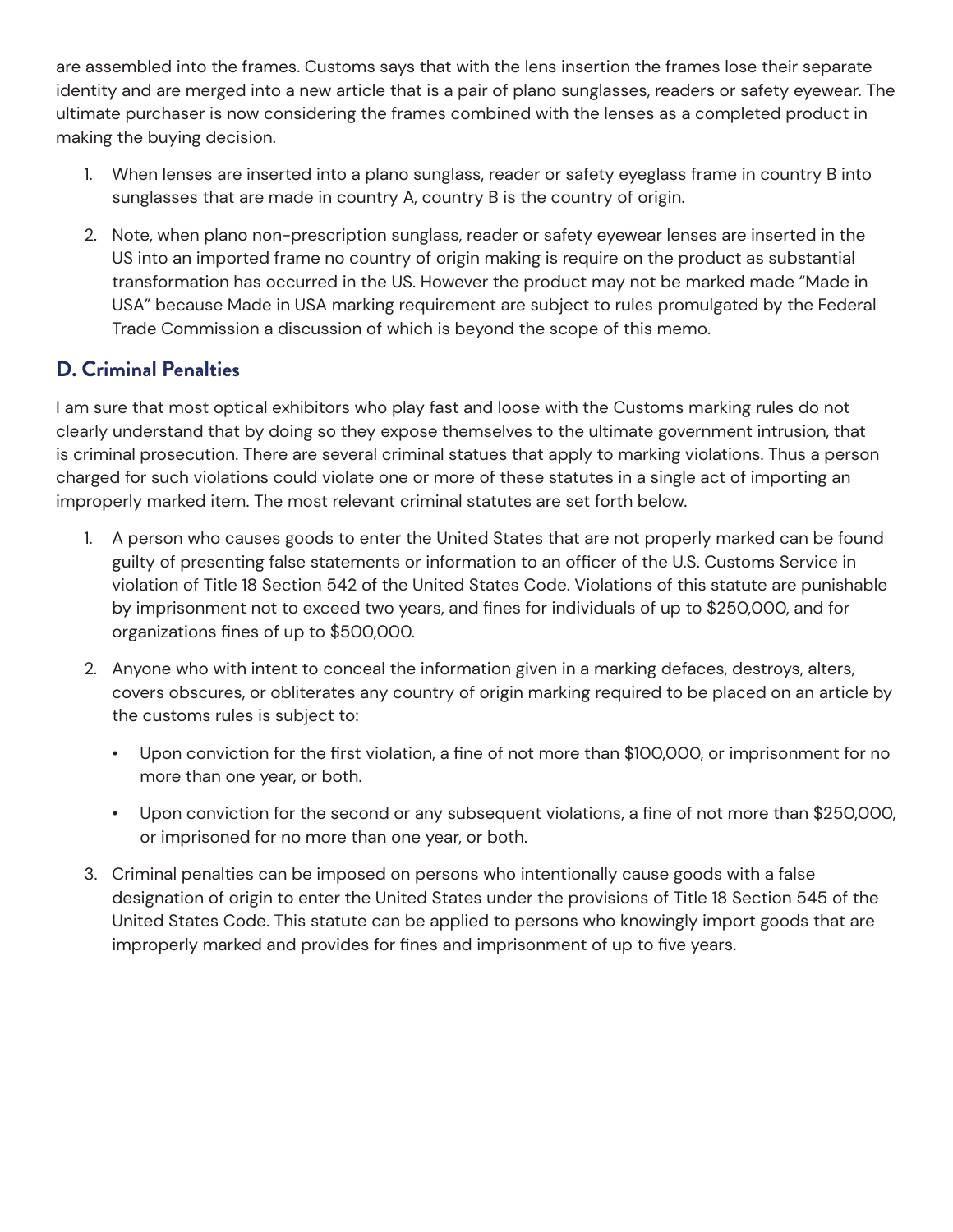are assembled into the frames. Customs says that with the lens insertion the frames lose their separate identity and are merged into a new article that is a pair of plano sunglasses, readers or safety eyewear. The ultimate purchaser is now considering the frames combined with the lenses as a completed product in making the buying decision.

1. When lenses are inserted into a plano sunglass, reader or safety eyeglass frame in country B into sunglasses that are made in country A, country B is the country of origin.
2. Note, when plano non-prescription sunglass, reader or safety eyewear lenses are inserted in the US into an imported frame no country of origin making is require on the product as substantial transformation has occurred in the US. However the product may not be marked made "Made in USA" because Made in USA marking requirement are subject to rules promulgated by the Federal Trade Commission a discussion of which is beyond the scope of this memo.

## D. Criminal Penalties

I am sure that most optical exhibitors who play fast and loose with the Customs marking rules do not clearly understand that by doing so they expose themselves to the ultimate government intrusion, that is criminal prosecution. There are several criminal statues that apply to marking violations. Thus a person charged for such violations could violate one or more of these statutes in a single act of importing an improperly marked item. The most relevant criminal statutes are set forth below.

1. A person who causes goods to enter the United States that are not properly marked can be found guilty of presenting false statements or information to an officer of the U.S. Customs Service in violation of Title 18 Section 542 of the United States Code. Violations of this statute are punishable by imprisonment not to exceed two years, and fines for individuals of up to $250,000, and for organizations fines of up to $500,000.
2. Anyone who with intent to conceal the information given in a marking defaces, destroys, alters, covers obscures, or obliterates any country of origin marking required to be placed on an article by the customs rules is subject to:
   - Upon conviction for the first violation, a fine of not more than $100,000, or imprisonment for no more than one year, or both.
   - Upon conviction for the second or any subsequent violations, a fine of not more than $250,000, or imprisoned for no more than one year, or both.
3. Criminal penalties can be imposed on persons who intentionally cause goods with a false designation of origin to enter the United States under the provisions of Title 18 Section 545 of the United States Code. This statute can be applied to persons who knowingly import goods that are improperly marked and provides for fines and imprisonment of up to five years.